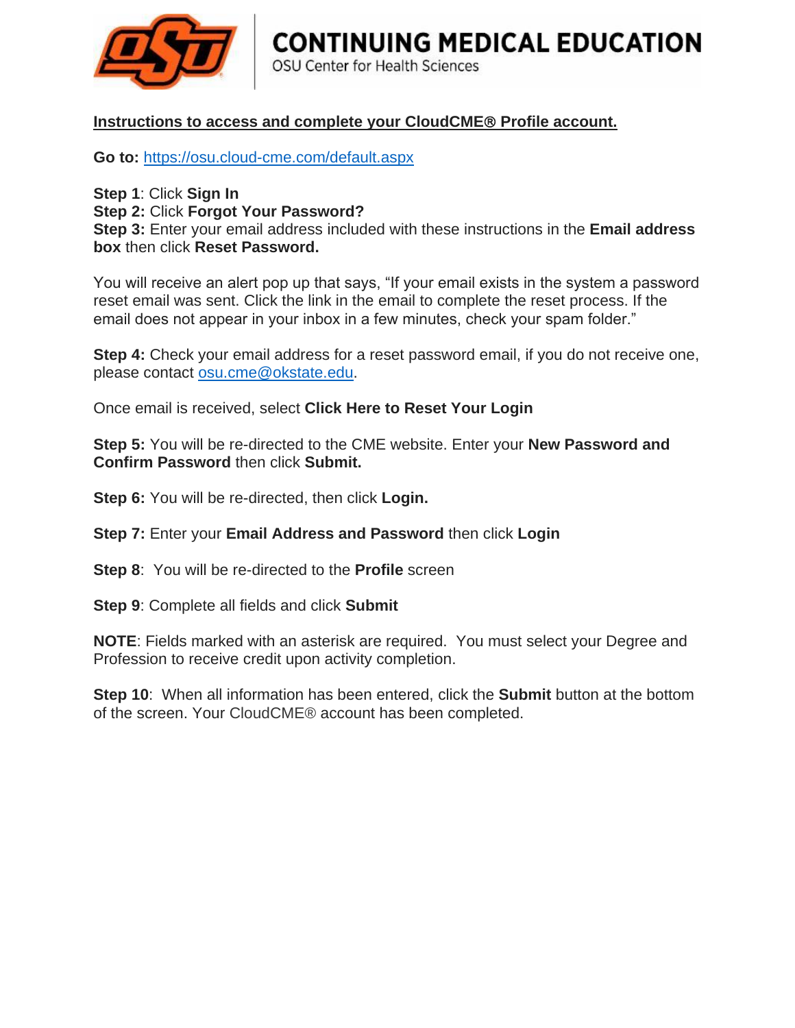# CONTINUING MEDICAL EDUCATION

OSU Center for Health Sciences

**Instructions to access and complete your CloudCME® Profile account.**

**Go to:** https://osu.cloud-cme.com/default.aspx

**Step 1**: Click **Sign In**
**Step 2:** Click **Forgot Your Password?**
**Step 3:** Enter your email address included with these instructions in the **Email address box** then click **Reset Password.**

You will receive an alert pop up that says, "If your email exists in the system a password reset email was sent. Click the link in the email to complete the reset process. If the email does not appear in your inbox in a few minutes, check your spam folder."

**Step 4:** Check your email address for a reset password email, if you do not receive one, please contact osu.cme@okstate.edu.

Once email is received, select **Click Here to Reset Your Login**

**Step 5:** You will be re-directed to the CME website. Enter your **New Password and Confirm Password** then click **Submit.**

**Step 6:** You will be re-directed, then click **Login.**

**Step 7:** Enter your **Email Address and Password** then click **Login**

**Step 8**: You will be re-directed to the **Profile** screen

**Step 9**: Complete all fields and click **Submit**

**NOTE**: Fields marked with an asterisk are required. You must select your Degree and Profession to receive credit upon activity completion.

**Step 10**: When all information has been entered, click the **Submit** button at the bottom of the screen. Your CloudCME® account has been completed.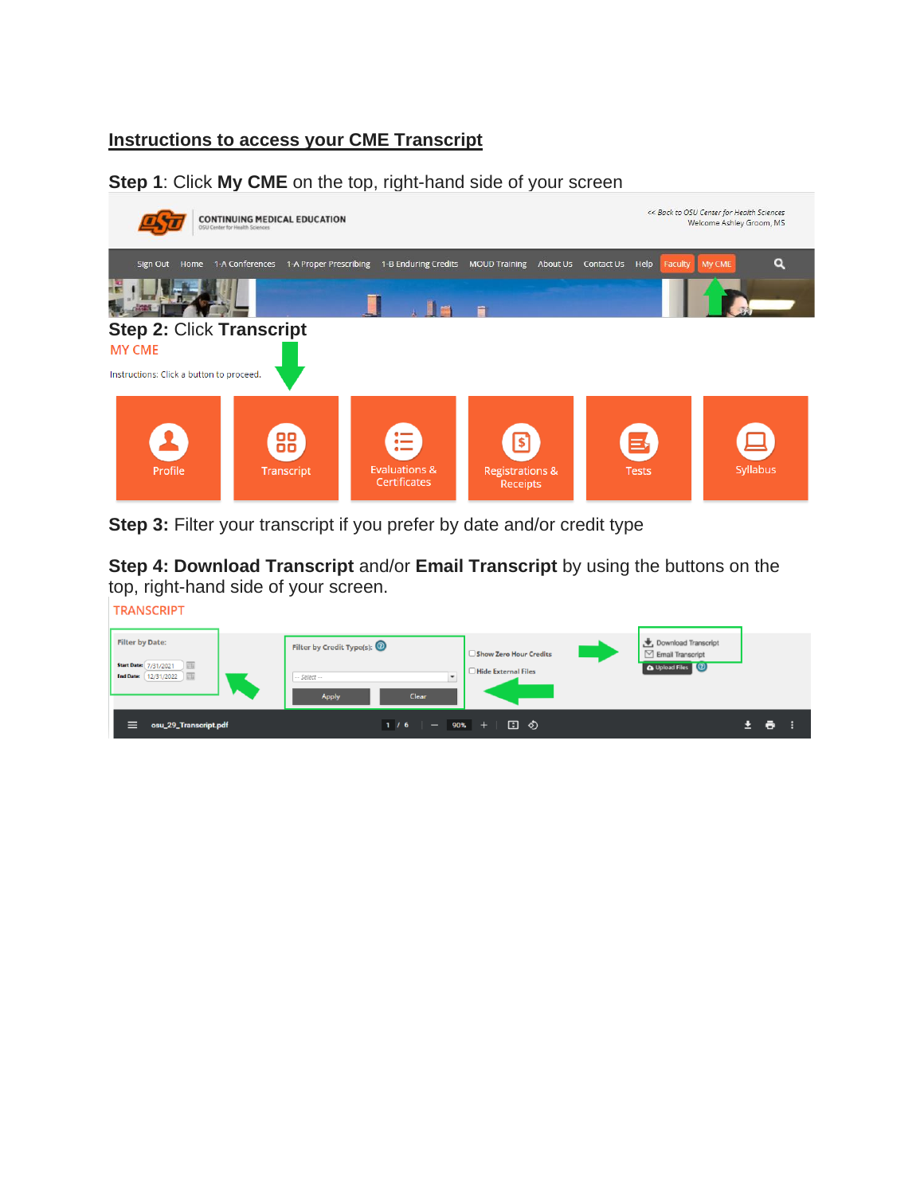## Instructions to access your CME Transcript

**Step 1**: Click **My CME** on the top, right-hand side of your screen

CONTINUING MEDICAL EDUCATION
OSU Center for Health Sciences

<< Back to OSU Center for Health Sciences
Welcome Ashley Groom, MS

Sign Out Home 1-A Conferences 1-A Proper Prescribing 1-B Enduring Credits MOUD Training About Us Contact Us Help Faculty My CME

**Step 2:** Click **Transcript**

MY CME

Instructions: Click a button to proceed.

Profile | Transcript | Evaluations & Certificates | Registrations & Receipts | Tests | Syllabus

**Step 3:** Filter your transcript if you prefer by date and/or credit type

**Step 4: Download Transcript** and/or **Email Transcript** by using the buttons on the top, right-hand side of your screen.

TRANSCRIPT

Filter by Date:
Start Date: 7/31/2021
End Date: 12/31/2022

Filter by Credit Type(s):
-- Select --
Apply Clear

Show Zero Hour Credits
Hide External Files

Download Transcript
Email Transcript
Upload Files

osu_29_Transcript.pdf 1 / 6 90%